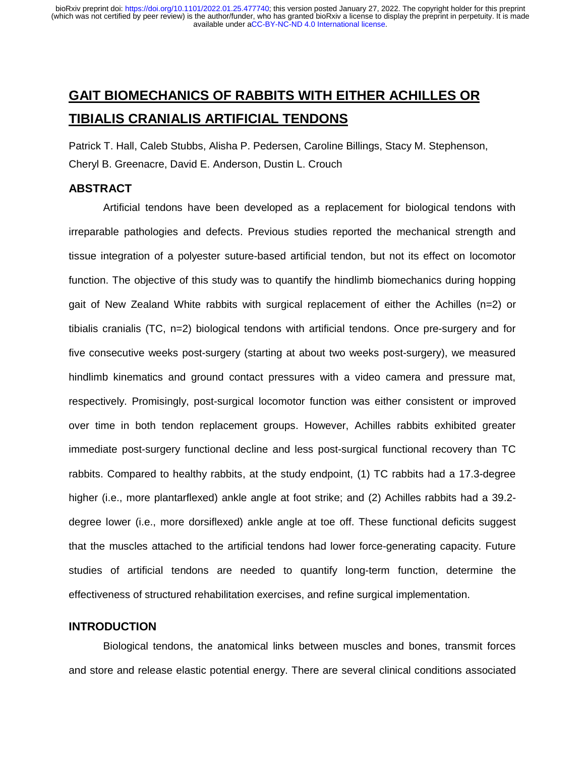# GAIT BIOMECHANICS OF RABBITS WITH EITHER ACHILLES OR TIBIALIS CRANIALIS ARTIFICIAL TENDONS

Patrick T. Hall, Caleb Stubbs, Alisha P. Pedersen, Caroline Billings, Stacy M. Stephenson, Cheryl B. Greenacre, David E. Anderson, Dustin L. Crouch

## ABSTRACT

Artificial tendons have been developed as a replacement for biological tendons with irreparable pathologies and defects. Previous studies reported the mechanical strength and tissue integration of a polyester suture-based artificial tendon, but not its effect on locomotor function. The objective of this study was to quantify the hindlimb biomechanics during hopping gait of New Zealand White rabbits with surgical replacement of either the Achilles (n=2) or tibialis cranialis (TC, n=2) biological tendons with artificial tendons. Once pre-surgery and for five consecutive weeks post-surgery (starting at about two weeks post-surgery), we measured hindlimb kinematics and ground contact pressures with a video camera and pressure mat, respectively. Promisingly, post-surgical locomotor function was either consistent or improved over time in both tendon replacement groups. However, Achilles rabbits exhibited greater immediate post-surgery functional decline and less post-surgical functional recovery than TC rabbits. Compared to healthy rabbits, at the study endpoint, (1) TC rabbits had a 17.3-degree higher (i.e., more plantarflexed) ankle angle at foot strike; and (2) Achilles rabbits had a 39.2-degree lower (i.e., more dorsiflexed) ankle angle at toe off. These functional deficits suggest that the muscles attached to the artificial tendons had lower force-generating capacity. Future studies of artificial tendons are needed to quantify long-term function, determine the effectiveness of structured rehabilitation exercises, and refine surgical implementation.

## INTRODUCTION

Biological tendons, the anatomical links between muscles and bones, transmit forces and store and release elastic potential energy. There are several clinical conditions associated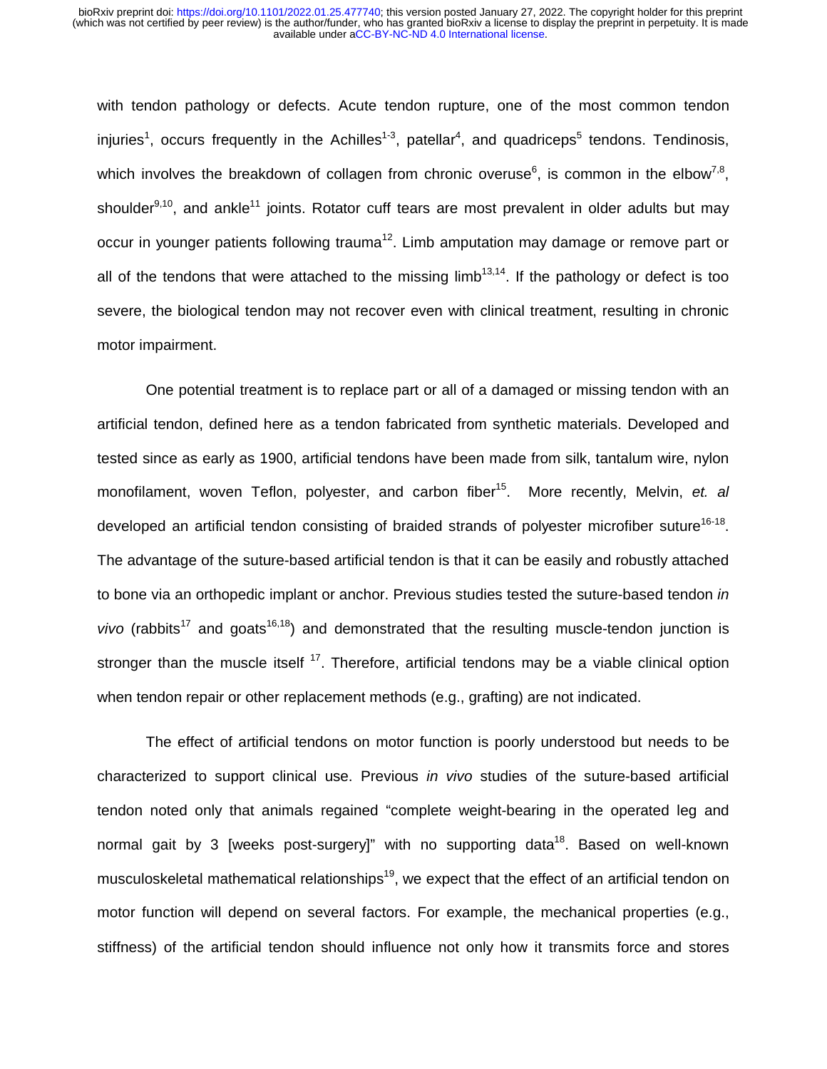with tendon pathology or defects. Acute tendon rupture, one of the most common tendon injuries[1], occurs frequently in the Achilles[1-3], patellar[4], and quadriceps[5] tendons. Tendinosis, which involves the breakdown of collagen from chronic overuse[6], is common in the elbow[7,8], shoulder[9,10], and ankle[11] joints. Rotator cuff tears are most prevalent in older adults but may occur in younger patients following trauma[12]. Limb amputation may damage or remove part or all of the tendons that were attached to the missing limb[13,14]. If the pathology or defect is too severe, the biological tendon may not recover even with clinical treatment, resulting in chronic motor impairment.

One potential treatment is to replace part or all of a damaged or missing tendon with an artificial tendon, defined here as a tendon fabricated from synthetic materials. Developed and tested since as early as 1900, artificial tendons have been made from silk, tantalum wire, nylon monofilament, woven Teflon, polyester, and carbon fiber[15]. More recently, Melvin, *et. al* developed an artificial tendon consisting of braided strands of polyester microfiber suture[16-18]. The advantage of the suture-based artificial tendon is that it can be easily and robustly attached to bone via an orthopedic implant or anchor. Previous studies tested the suture-based tendon *in vivo* (rabbits[17] and goats[16,18]) and demonstrated that the resulting muscle-tendon junction is stronger than the muscle itself [17]. Therefore, artificial tendons may be a viable clinical option when tendon repair or other replacement methods (e.g., grafting) are not indicated.

The effect of artificial tendons on motor function is poorly understood but needs to be characterized to support clinical use. Previous *in vivo* studies of the suture-based artificial tendon noted only that animals regained "complete weight-bearing in the operated leg and normal gait by 3 [weeks post-surgery]" with no supporting data[18]. Based on well-known musculoskeletal mathematical relationships[19], we expect that the effect of an artificial tendon on motor function will depend on several factors. For example, the mechanical properties (e.g., stiffness) of the artificial tendon should influence not only how it transmits force and stores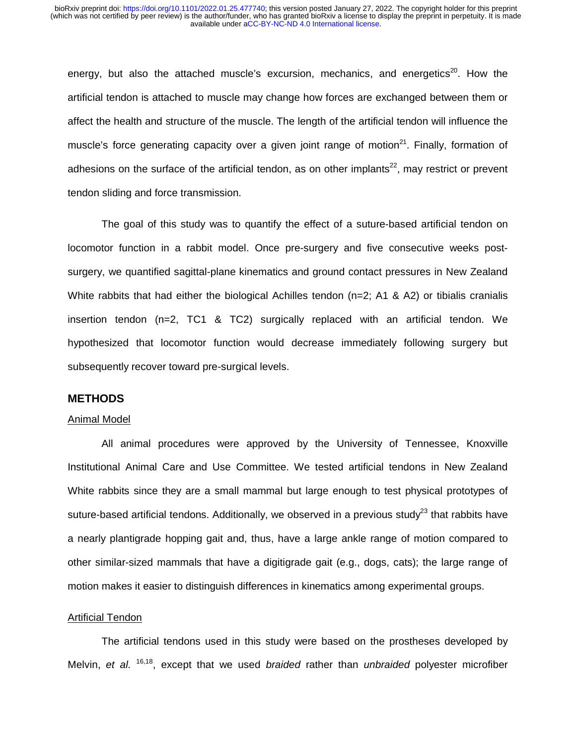energy, but also the attached muscle's excursion, mechanics, and energetics[20]. How the artificial tendon is attached to muscle may change how forces are exchanged between them or affect the health and structure of the muscle. The length of the artificial tendon will influence the muscle's force generating capacity over a given joint range of motion[21]. Finally, formation of adhesions on the surface of the artificial tendon, as on other implants[22], may restrict or prevent tendon sliding and force transmission.

The goal of this study was to quantify the effect of a suture-based artificial tendon on locomotor function in a rabbit model. Once pre-surgery and five consecutive weeks post-surgery, we quantified sagittal-plane kinematics and ground contact pressures in New Zealand White rabbits that had either the biological Achilles tendon (n=2; A1 & A2) or tibialis cranialis insertion tendon (n=2, TC1 & TC2) surgically replaced with an artificial tendon. We hypothesized that locomotor function would decrease immediately following surgery but subsequently recover toward pre-surgical levels.

## METHODS

### Animal Model

All animal procedures were approved by the University of Tennessee, Knoxville Institutional Animal Care and Use Committee. We tested artificial tendons in New Zealand White rabbits since they are a small mammal but large enough to test physical prototypes of suture-based artificial tendons. Additionally, we observed in a previous study[23] that rabbits have a nearly plantigrade hopping gait and, thus, have a large ankle range of motion compared to other similar-sized mammals that have a digitigrade gait (e.g., dogs, cats); the large range of motion makes it easier to distinguish differences in kinematics among experimental groups.

### Artificial Tendon

The artificial tendons used in this study were based on the prostheses developed by Melvin, *et al.* [16,18], except that we used *braided* rather than *unbraided* polyester microfiber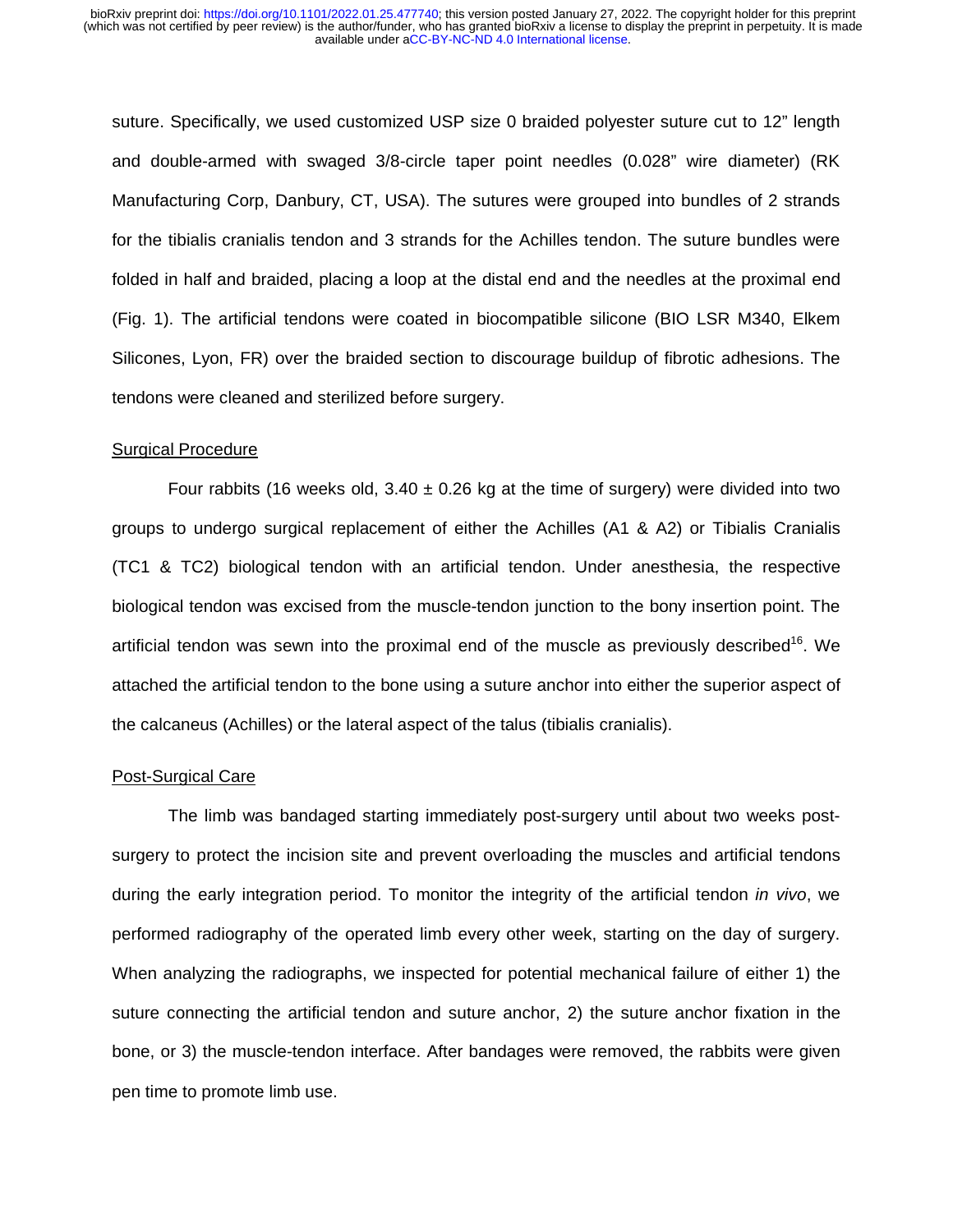suture. Specifically, we used customized USP size 0 braided polyester suture cut to 12" length and double-armed with swaged 3/8-circle taper point needles (0.028" wire diameter) (RK Manufacturing Corp, Danbury, CT, USA). The sutures were grouped into bundles of 2 strands for the tibialis cranialis tendon and 3 strands for the Achilles tendon. The suture bundles were folded in half and braided, placing a loop at the distal end and the needles at the proximal end (Fig. 1). The artificial tendons were coated in biocompatible silicone (BIO LSR M340, Elkem Silicones, Lyon, FR) over the braided section to discourage buildup of fibrotic adhesions. The tendons were cleaned and sterilized before surgery.

## Surgical Procedure

Four rabbits (16 weeks old, 3.40 ± 0.26 kg at the time of surgery) were divided into two groups to undergo surgical replacement of either the Achilles (A1 & A2) or Tibialis Cranialis (TC1 & TC2) biological tendon with an artificial tendon. Under anesthesia, the respective biological tendon was excised from the muscle-tendon junction to the bony insertion point. The artificial tendon was sewn into the proximal end of the muscle as previously described[16]. We attached the artificial tendon to the bone using a suture anchor into either the superior aspect of the calcaneus (Achilles) or the lateral aspect of the talus (tibialis cranialis).

## Post-Surgical Care

The limb was bandaged starting immediately post-surgery until about two weeks post-surgery to protect the incision site and prevent overloading the muscles and artificial tendons during the early integration period. To monitor the integrity of the artificial tendon *in vivo*, we performed radiography of the operated limb every other week, starting on the day of surgery. When analyzing the radiographs, we inspected for potential mechanical failure of either 1) the suture connecting the artificial tendon and suture anchor, 2) the suture anchor fixation in the bone, or 3) the muscle-tendon interface. After bandages were removed, the rabbits were given pen time to promote limb use.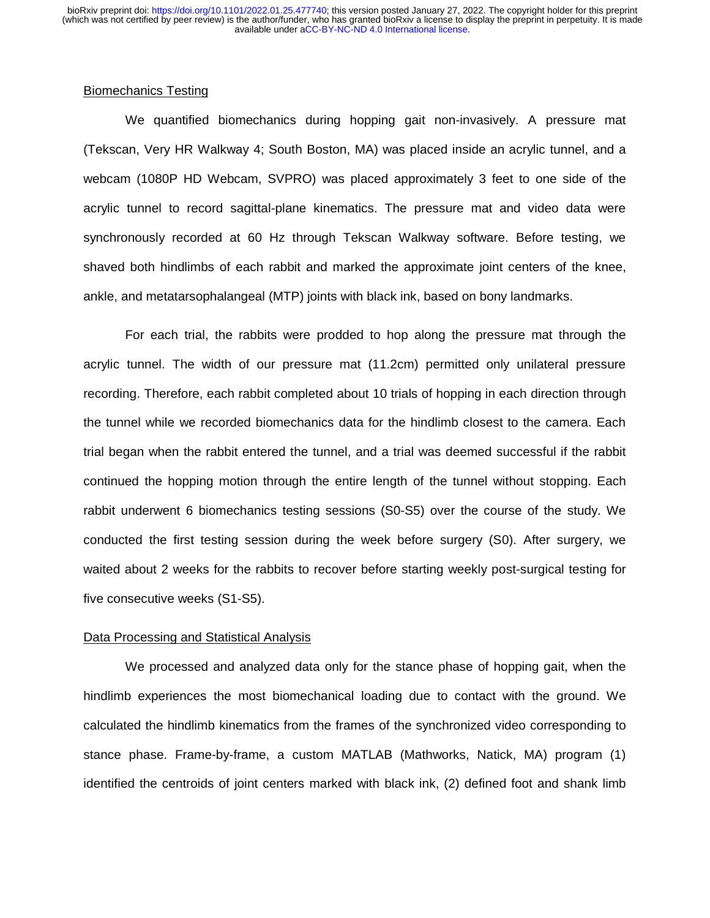Biomechanics Testing

We quantified biomechanics during hopping gait non-invasively. A pressure mat (Tekscan, Very HR Walkway 4; South Boston, MA) was placed inside an acrylic tunnel, and a webcam (1080P HD Webcam, SVPRO) was placed approximately 3 feet to one side of the acrylic tunnel to record sagittal-plane kinematics. The pressure mat and video data were synchronously recorded at 60 Hz through Tekscan Walkway software. Before testing, we shaved both hindlimbs of each rabbit and marked the approximate joint centers of the knee, ankle, and metatarsophalangeal (MTP) joints with black ink, based on bony landmarks.

For each trial, the rabbits were prodded to hop along the pressure mat through the acrylic tunnel. The width of our pressure mat (11.2cm) permitted only unilateral pressure recording. Therefore, each rabbit completed about 10 trials of hopping in each direction through the tunnel while we recorded biomechanics data for the hindlimb closest to the camera. Each trial began when the rabbit entered the tunnel, and a trial was deemed successful if the rabbit continued the hopping motion through the entire length of the tunnel without stopping. Each rabbit underwent 6 biomechanics testing sessions (S0-S5) over the course of the study. We conducted the first testing session during the week before surgery (S0). After surgery, we waited about 2 weeks for the rabbits to recover before starting weekly post-surgical testing for five consecutive weeks (S1-S5).

Data Processing and Statistical Analysis

We processed and analyzed data only for the stance phase of hopping gait, when the hindlimb experiences the most biomechanical loading due to contact with the ground. We calculated the hindlimb kinematics from the frames of the synchronized video corresponding to stance phase. Frame-by-frame, a custom MATLAB (Mathworks, Natick, MA) program (1) identified the centroids of joint centers marked with black ink, (2) defined foot and shank limb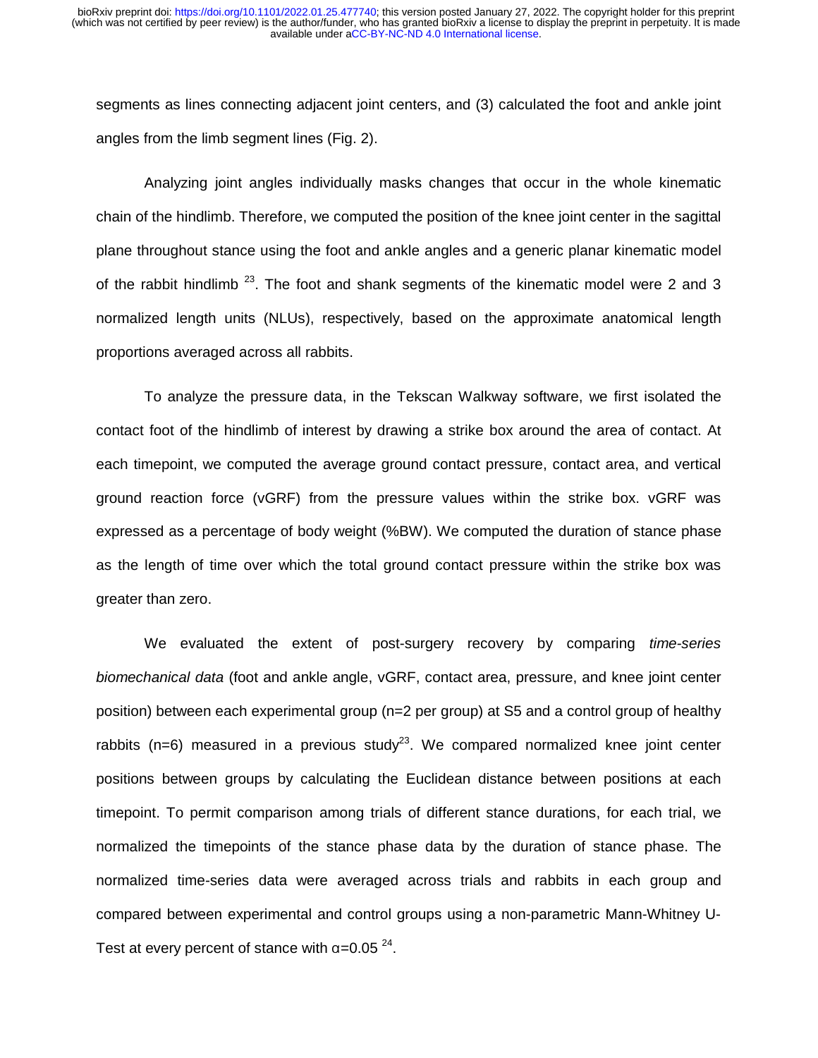segments as lines connecting adjacent joint centers, and (3) calculated the foot and ankle joint angles from the limb segment lines (Fig. 2).

Analyzing joint angles individually masks changes that occur in the whole kinematic chain of the hindlimb. Therefore, we computed the position of the knee joint center in the sagittal plane throughout stance using the foot and ankle angles and a generic planar kinematic model of the rabbit hindlimb [23]. The foot and shank segments of the kinematic model were 2 and 3 normalized length units (NLUs), respectively, based on the approximate anatomical length proportions averaged across all rabbits.

To analyze the pressure data, in the Tekscan Walkway software, we first isolated the contact foot of the hindlimb of interest by drawing a strike box around the area of contact. At each timepoint, we computed the average ground contact pressure, contact area, and vertical ground reaction force (vGRF) from the pressure values within the strike box. vGRF was expressed as a percentage of body weight (%BW). We computed the duration of stance phase as the length of time over which the total ground contact pressure within the strike box was greater than zero.

We evaluated the extent of post-surgery recovery by comparing *time-series biomechanical data* (foot and ankle angle, vGRF, contact area, pressure, and knee joint center position) between each experimental group (n=2 per group) at S5 and a control group of healthy rabbits (n=6) measured in a previous study[23]. We compared normalized knee joint center positions between groups by calculating the Euclidean distance between positions at each timepoint. To permit comparison among trials of different stance durations, for each trial, we normalized the timepoints of the stance phase data by the duration of stance phase. The normalized time-series data were averaged across trials and rabbits in each group and compared between experimental and control groups using a non-parametric Mann-Whitney U-Test at every percent of stance with $\alpha=0.05$ [24].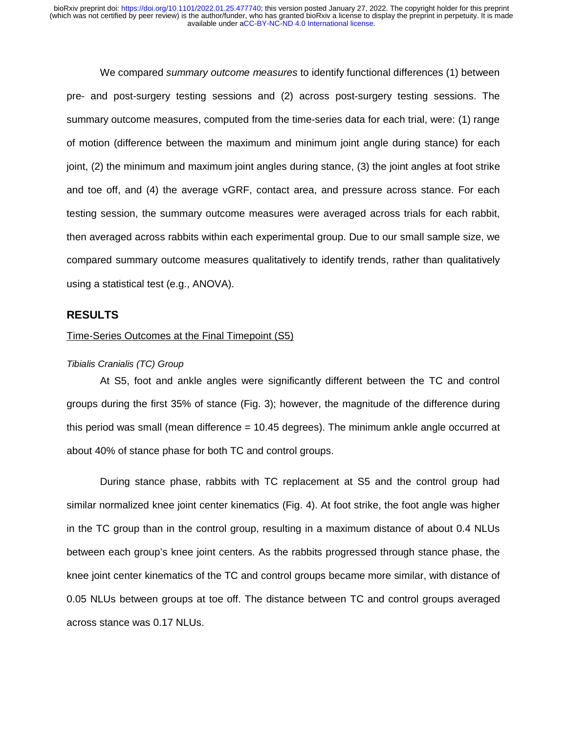We compared *summary outcome measures* to identify functional differences (1) between pre- and post-surgery testing sessions and (2) across post-surgery testing sessions. The summary outcome measures, computed from the time-series data for each trial, were: (1) range of motion (difference between the maximum and minimum joint angle during stance) for each joint, (2) the minimum and maximum joint angles during stance, (3) the joint angles at foot strike and toe off, and (4) the average vGRF, contact area, and pressure across stance. For each testing session, the summary outcome measures were averaged across trials for each rabbit, then averaged across rabbits within each experimental group. Due to our small sample size, we compared summary outcome measures qualitatively to identify trends, rather than qualitatively using a statistical test (e.g., ANOVA).

## RESULTS

### Time-Series Outcomes at the Final Timepoint (S5)

#### *Tibialis Cranialis (TC) Group*

At S5, foot and ankle angles were significantly different between the TC and control groups during the first 35% of stance (Fig. 3); however, the magnitude of the difference during this period was small (mean difference = 10.45 degrees). The minimum ankle angle occurred at about 40% of stance phase for both TC and control groups.

During stance phase, rabbits with TC replacement at S5 and the control group had similar normalized knee joint center kinematics (Fig. 4). At foot strike, the foot angle was higher in the TC group than in the control group, resulting in a maximum distance of about 0.4 NLUs between each group's knee joint centers. As the rabbits progressed through stance phase, the knee joint center kinematics of the TC and control groups became more similar, with distance of 0.05 NLUs between groups at toe off. The distance between TC and control groups averaged across stance was 0.17 NLUs.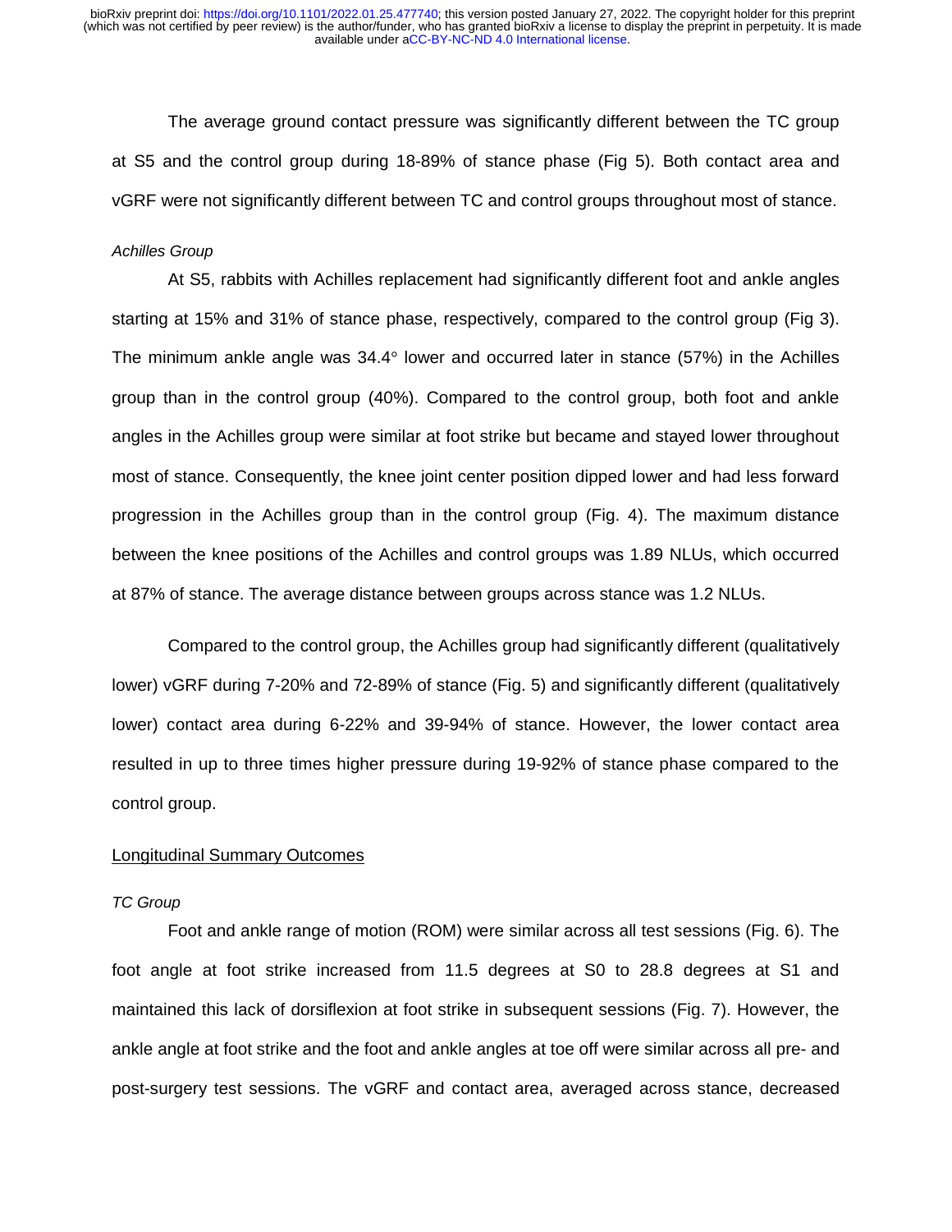The average ground contact pressure was significantly different between the TC group at S5 and the control group during 18-89% of stance phase (Fig 5). Both contact area and vGRF were not significantly different between TC and control groups throughout most of stance.

*Achilles Group*

At S5, rabbits with Achilles replacement had significantly different foot and ankle angles starting at 15% and 31% of stance phase, respectively, compared to the control group (Fig 3). The minimum ankle angle was 34.4° lower and occurred later in stance (57%) in the Achilles group than in the control group (40%). Compared to the control group, both foot and ankle angles in the Achilles group were similar at foot strike but became and stayed lower throughout most of stance. Consequently, the knee joint center position dipped lower and had less forward progression in the Achilles group than in the control group (Fig. 4). The maximum distance between the knee positions of the Achilles and control groups was 1.89 NLUs, which occurred at 87% of stance. The average distance between groups across stance was 1.2 NLUs.

Compared to the control group, the Achilles group had significantly different (qualitatively lower) vGRF during 7-20% and 72-89% of stance (Fig. 5) and significantly different (qualitatively lower) contact area during 6-22% and 39-94% of stance. However, the lower contact area resulted in up to three times higher pressure during 19-92% of stance phase compared to the control group.

## Longitudinal Summary Outcomes

*TC Group*

Foot and ankle range of motion (ROM) were similar across all test sessions (Fig. 6). The foot angle at foot strike increased from 11.5 degrees at S0 to 28.8 degrees at S1 and maintained this lack of dorsiflexion at foot strike in subsequent sessions (Fig. 7). However, the ankle angle at foot strike and the foot and ankle angles at toe off were similar across all pre- and post-surgery test sessions. The vGRF and contact area, averaged across stance, decreased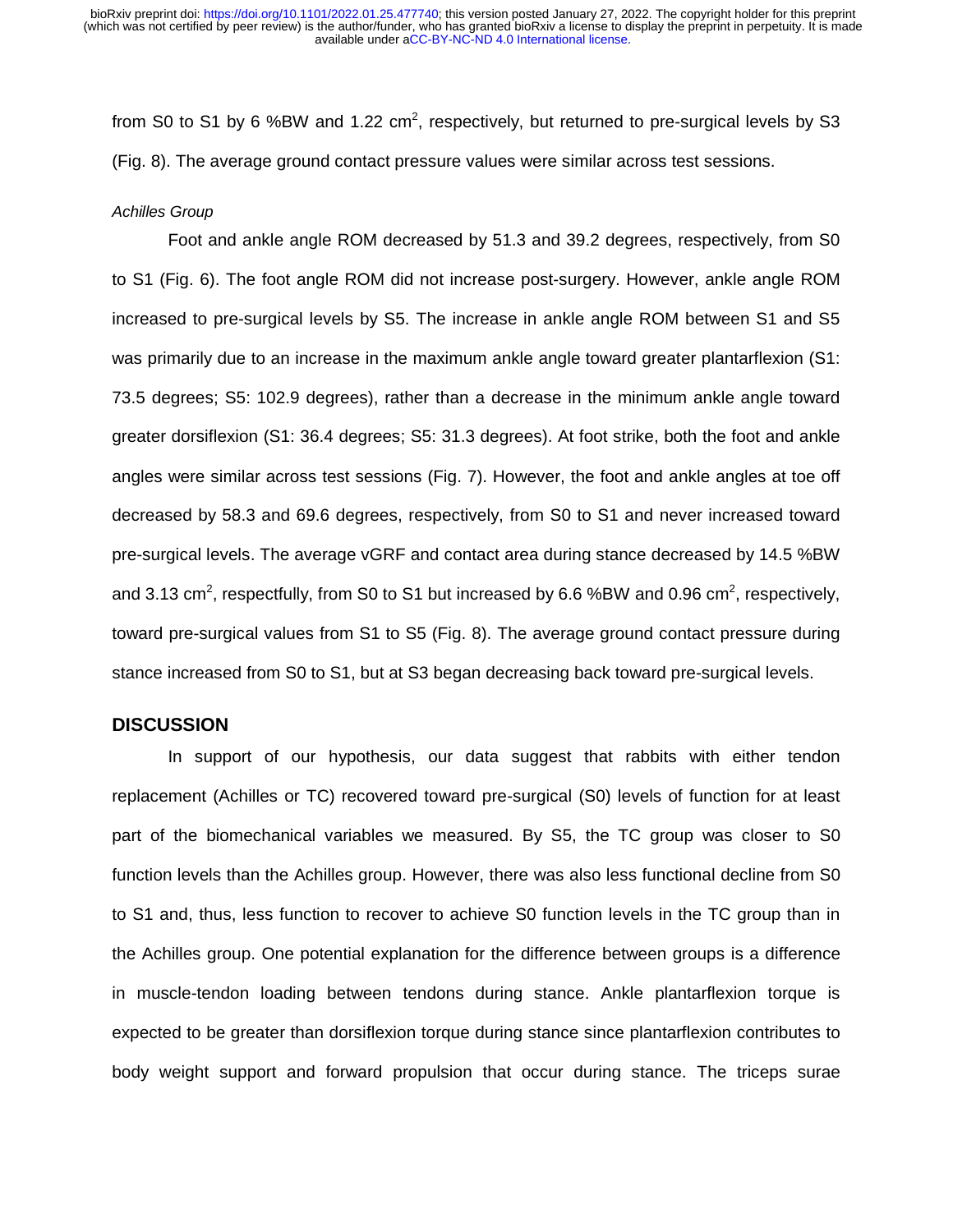from S0 to S1 by 6 %BW and 1.22 $cm^2$, respectively, but returned to pre-surgical levels by S3 (Fig. 8). The average ground contact pressure values were similar across test sessions.

*Achilles Group*

Foot and ankle angle ROM decreased by 51.3 and 39.2 degrees, respectively, from S0 to S1 (Fig. 6). The foot angle ROM did not increase post-surgery. However, ankle angle ROM increased to pre-surgical levels by S5. The increase in ankle angle ROM between S1 and S5 was primarily due to an increase in the maximum ankle angle toward greater plantarflexion (S1: 73.5 degrees; S5: 102.9 degrees), rather than a decrease in the minimum ankle angle toward greater dorsiflexion (S1: 36.4 degrees; S5: 31.3 degrees). At foot strike, both the foot and ankle angles were similar across test sessions (Fig. 7). However, the foot and ankle angles at toe off decreased by 58.3 and 69.6 degrees, respectively, from S0 to S1 and never increased toward pre-surgical levels. The average vGRF and contact area during stance decreased by 14.5 %BW and 3.13 $cm^2$, respectfully, from S0 to S1 but increased by 6.6 %BW and 0.96 $cm^2$, respectively, toward pre-surgical values from S1 to S5 (Fig. 8). The average ground contact pressure during stance increased from S0 to S1, but at S3 began decreasing back toward pre-surgical levels.

## DISCUSSION

In support of our hypothesis, our data suggest that rabbits with either tendon replacement (Achilles or TC) recovered toward pre-surgical (S0) levels of function for at least part of the biomechanical variables we measured. By S5, the TC group was closer to S0 function levels than the Achilles group. However, there was also less functional decline from S0 to S1 and, thus, less function to recover to achieve S0 function levels in the TC group than in the Achilles group. One potential explanation for the difference between groups is a difference in muscle-tendon loading between tendons during stance. Ankle plantarflexion torque is expected to be greater than dorsiflexion torque during stance since plantarflexion contributes to body weight support and forward propulsion that occur during stance. The triceps surae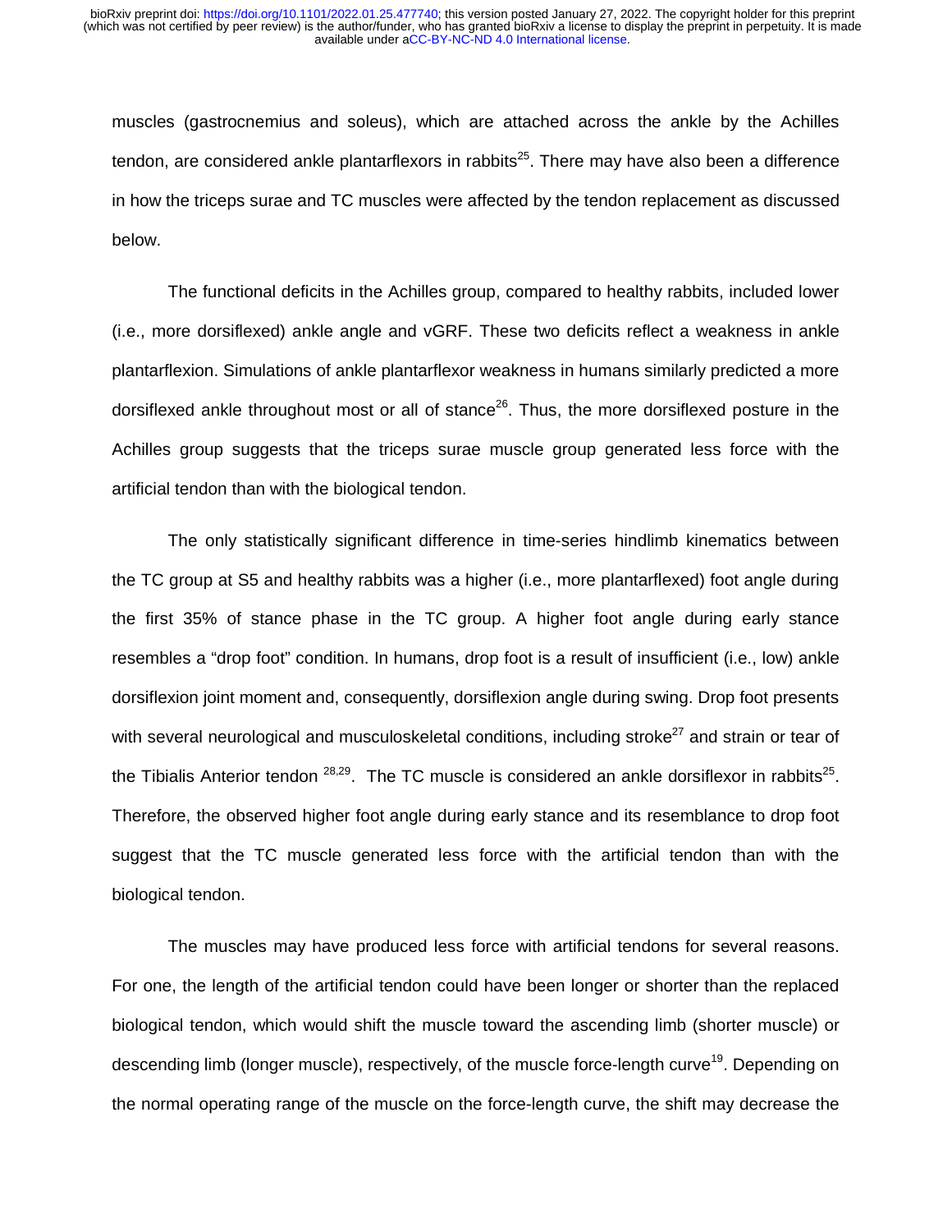muscles (gastrocnemius and soleus), which are attached across the ankle by the Achilles tendon, are considered ankle plantarflexors in rabbits[25]. There may have also been a difference in how the triceps surae and TC muscles were affected by the tendon replacement as discussed below.

The functional deficits in the Achilles group, compared to healthy rabbits, included lower (i.e., more dorsiflexed) ankle angle and vGRF. These two deficits reflect a weakness in ankle plantarflexion. Simulations of ankle plantarflexor weakness in humans similarly predicted a more dorsiflexed ankle throughout most or all of stance[26]. Thus, the more dorsiflexed posture in the Achilles group suggests that the triceps surae muscle group generated less force with the artificial tendon than with the biological tendon.

The only statistically significant difference in time-series hindlimb kinematics between the TC group at S5 and healthy rabbits was a higher (i.e., more plantarflexed) foot angle during the first 35% of stance phase in the TC group. A higher foot angle during early stance resembles a "drop foot" condition. In humans, drop foot is a result of insufficient (i.e., low) ankle dorsiflexion joint moment and, consequently, dorsiflexion angle during swing. Drop foot presents with several neurological and musculoskeletal conditions, including stroke[27] and strain or tear of the Tibialis Anterior tendon [28,29]. The TC muscle is considered an ankle dorsiflexor in rabbits[25]. Therefore, the observed higher foot angle during early stance and its resemblance to drop foot suggest that the TC muscle generated less force with the artificial tendon than with the biological tendon.

The muscles may have produced less force with artificial tendons for several reasons. For one, the length of the artificial tendon could have been longer or shorter than the replaced biological tendon, which would shift the muscle toward the ascending limb (shorter muscle) or descending limb (longer muscle), respectively, of the muscle force-length curve[19]. Depending on the normal operating range of the muscle on the force-length curve, the shift may decrease the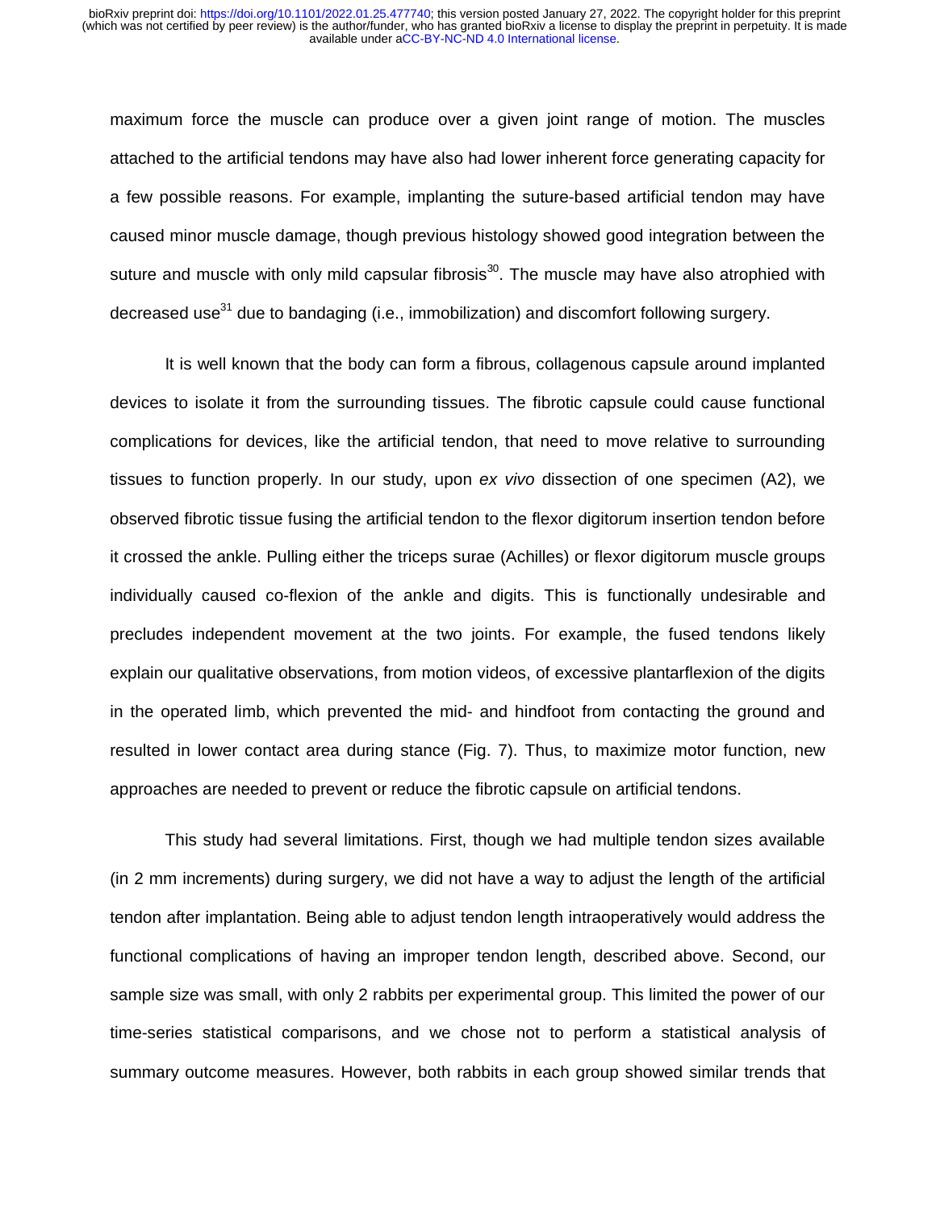maximum force the muscle can produce over a given joint range of motion. The muscles attached to the artificial tendons may have also had lower inherent force generating capacity for a few possible reasons. For example, implanting the suture-based artificial tendon may have caused minor muscle damage, though previous histology showed good integration between the suture and muscle with only mild capsular fibrosis[30]. The muscle may have also atrophied with decreased use[31] due to bandaging (i.e., immobilization) and discomfort following surgery.

It is well known that the body can form a fibrous, collagenous capsule around implanted devices to isolate it from the surrounding tissues. The fibrotic capsule could cause functional complications for devices, like the artificial tendon, that need to move relative to surrounding tissues to function properly. In our study, upon *ex vivo* dissection of one specimen (A2), we observed fibrotic tissue fusing the artificial tendon to the flexor digitorum insertion tendon before it crossed the ankle. Pulling either the triceps surae (Achilles) or flexor digitorum muscle groups individually caused co-flexion of the ankle and digits. This is functionally undesirable and precludes independent movement at the two joints. For example, the fused tendons likely explain our qualitative observations, from motion videos, of excessive plantarflexion of the digits in the operated limb, which prevented the mid- and hindfoot from contacting the ground and resulted in lower contact area during stance (Fig. 7). Thus, to maximize motor function, new approaches are needed to prevent or reduce the fibrotic capsule on artificial tendons.

This study had several limitations. First, though we had multiple tendon sizes available (in 2 mm increments) during surgery, we did not have a way to adjust the length of the artificial tendon after implantation. Being able to adjust tendon length intraoperatively would address the functional complications of having an improper tendon length, described above. Second, our sample size was small, with only 2 rabbits per experimental group. This limited the power of our time-series statistical comparisons, and we chose not to perform a statistical analysis of summary outcome measures. However, both rabbits in each group showed similar trends that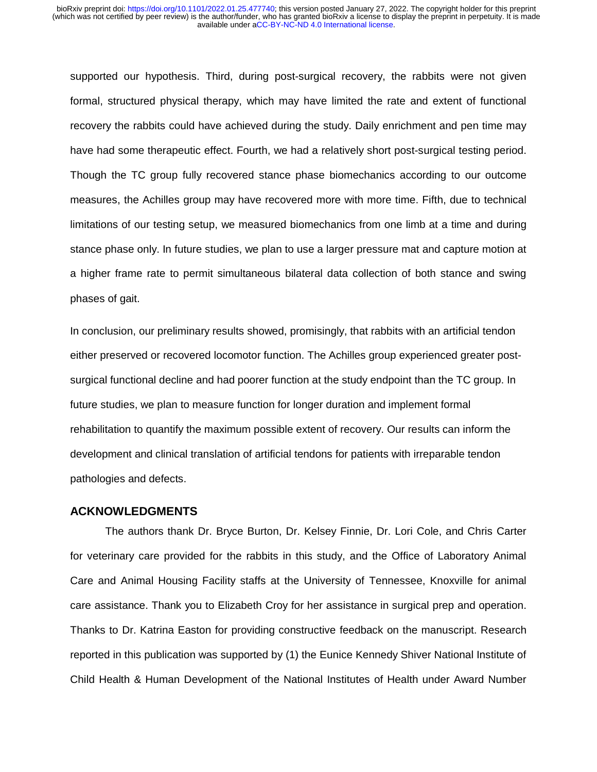supported our hypothesis. Third, during post-surgical recovery, the rabbits were not given formal, structured physical therapy, which may have limited the rate and extent of functional recovery the rabbits could have achieved during the study. Daily enrichment and pen time may have had some therapeutic effect. Fourth, we had a relatively short post-surgical testing period. Though the TC group fully recovered stance phase biomechanics according to our outcome measures, the Achilles group may have recovered more with more time. Fifth, due to technical limitations of our testing setup, we measured biomechanics from one limb at a time and during stance phase only. In future studies, we plan to use a larger pressure mat and capture motion at a higher frame rate to permit simultaneous bilateral data collection of both stance and swing phases of gait.

In conclusion, our preliminary results showed, promisingly, that rabbits with an artificial tendon either preserved or recovered locomotor function. The Achilles group experienced greater post-surgical functional decline and had poorer function at the study endpoint than the TC group. In future studies, we plan to measure function for longer duration and implement formal rehabilitation to quantify the maximum possible extent of recovery. Our results can inform the development and clinical translation of artificial tendons for patients with irreparable tendon pathologies and defects.

## ACKNOWLEDGMENTS

The authors thank Dr. Bryce Burton, Dr. Kelsey Finnie, Dr. Lori Cole, and Chris Carter for veterinary care provided for the rabbits in this study, and the Office of Laboratory Animal Care and Animal Housing Facility staffs at the University of Tennessee, Knoxville for animal care assistance. Thank you to Elizabeth Croy for her assistance in surgical prep and operation. Thanks to Dr. Katrina Easton for providing constructive feedback on the manuscript. Research reported in this publication was supported by (1) the Eunice Kennedy Shiver National Institute of Child Health & Human Development of the National Institutes of Health under Award Number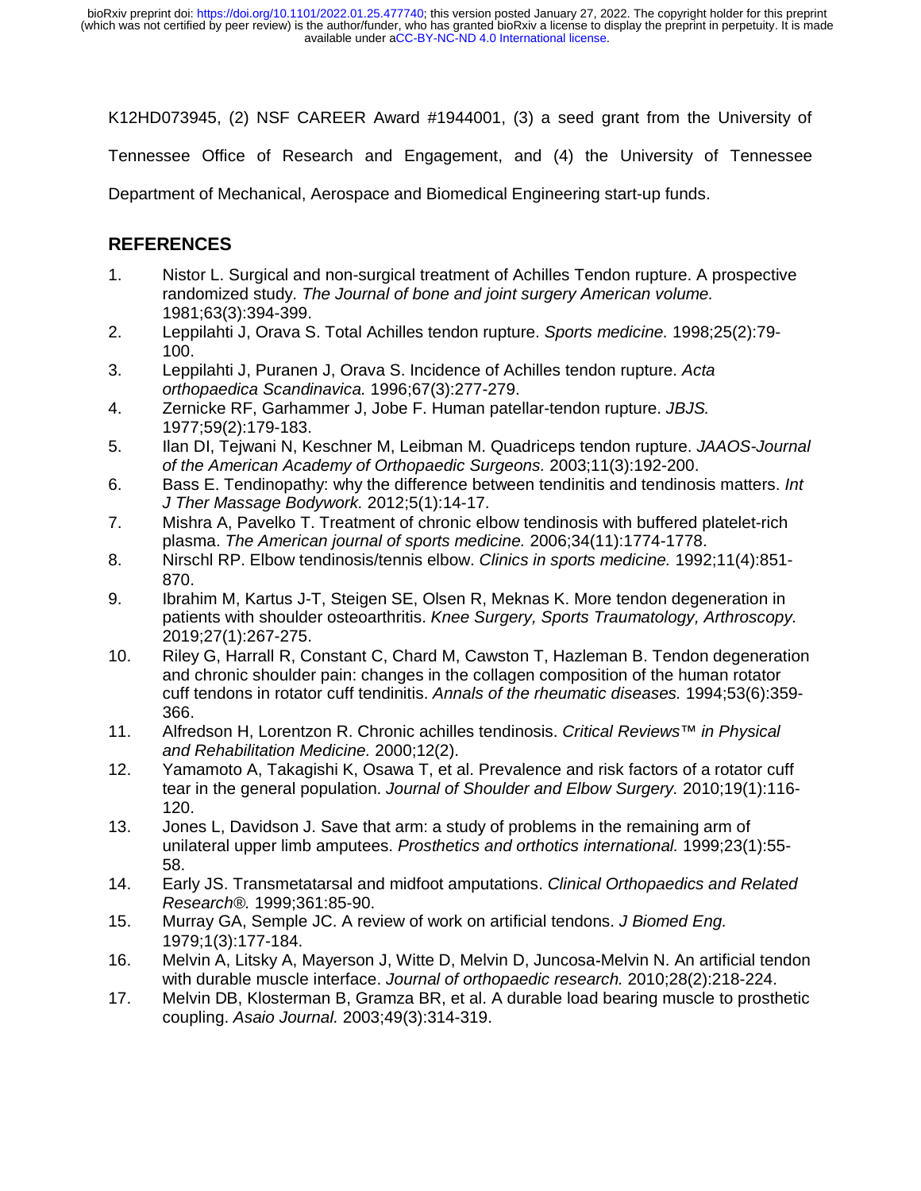K12HD073945, (2) NSF CAREER Award #1944001, (3) a seed grant from the University of Tennessee Office of Research and Engagement, and (4) the University of Tennessee Department of Mechanical, Aerospace and Biomedical Engineering start-up funds.

## REFERENCES

1. Nistor L. Surgical and non-surgical treatment of Achilles Tendon rupture. A prospective randomized study. *The Journal of bone and joint surgery American volume.* 1981;63(3):394-399.
2. Leppilahti J, Orava S. Total Achilles tendon rupture. *Sports medicine.* 1998;25(2):79-100.
3. Leppilahti J, Puranen J, Orava S. Incidence of Achilles tendon rupture. *Acta orthopaedica Scandinavica.* 1996;67(3):277-279.
4. Zernicke RF, Garhammer J, Jobe F. Human patellar-tendon rupture. *JBJS.* 1977;59(2):179-183.
5. Ilan DI, Tejwani N, Keschner M, Leibman M. Quadriceps tendon rupture. *JAAOS-Journal of the American Academy of Orthopaedic Surgeons.* 2003;11(3):192-200.
6. Bass E. Tendinopathy: why the difference between tendinitis and tendinosis matters. *Int J Ther Massage Bodywork.* 2012;5(1):14-17.
7. Mishra A, Pavelko T. Treatment of chronic elbow tendinosis with buffered platelet-rich plasma. *The American journal of sports medicine.* 2006;34(11):1774-1778.
8. Nirschl RP. Elbow tendinosis/tennis elbow. *Clinics in sports medicine.* 1992;11(4):851-870.
9. Ibrahim M, Kartus J-T, Steigen SE, Olsen R, Meknas K. More tendon degeneration in patients with shoulder osteoarthritis. *Knee Surgery, Sports Traumatology, Arthroscopy.* 2019;27(1):267-275.
10. Riley G, Harrall R, Constant C, Chard M, Cawston T, Hazleman B. Tendon degeneration and chronic shoulder pain: changes in the collagen composition of the human rotator cuff tendons in rotator cuff tendinitis. *Annals of the rheumatic diseases.* 1994;53(6):359-366.
11. Alfredson H, Lorentzon R. Chronic achilles tendinosis. *Critical Reviews™ in Physical and Rehabilitation Medicine.* 2000;12(2).
12. Yamamoto A, Takagishi K, Osawa T, et al. Prevalence and risk factors of a rotator cuff tear in the general population. *Journal of Shoulder and Elbow Surgery.* 2010;19(1):116-120.
13. Jones L, Davidson J. Save that arm: a study of problems in the remaining arm of unilateral upper limb amputees. *Prosthetics and orthotics international.* 1999;23(1):55-58.
14. Early JS. Transmetatarsal and midfoot amputations. *Clinical Orthopaedics and Related Research®.* 1999;361:85-90.
15. Murray GA, Semple JC. A review of work on artificial tendons. *J Biomed Eng.* 1979;1(3):177-184.
16. Melvin A, Litsky A, Mayerson J, Witte D, Melvin D, Juncosa-Melvin N. An artificial tendon with durable muscle interface. *Journal of orthopaedic research.* 2010;28(2):218-224.
17. Melvin DB, Klosterman B, Gramza BR, et al. A durable load bearing muscle to prosthetic coupling. *Asaio Journal.* 2003;49(3):314-319.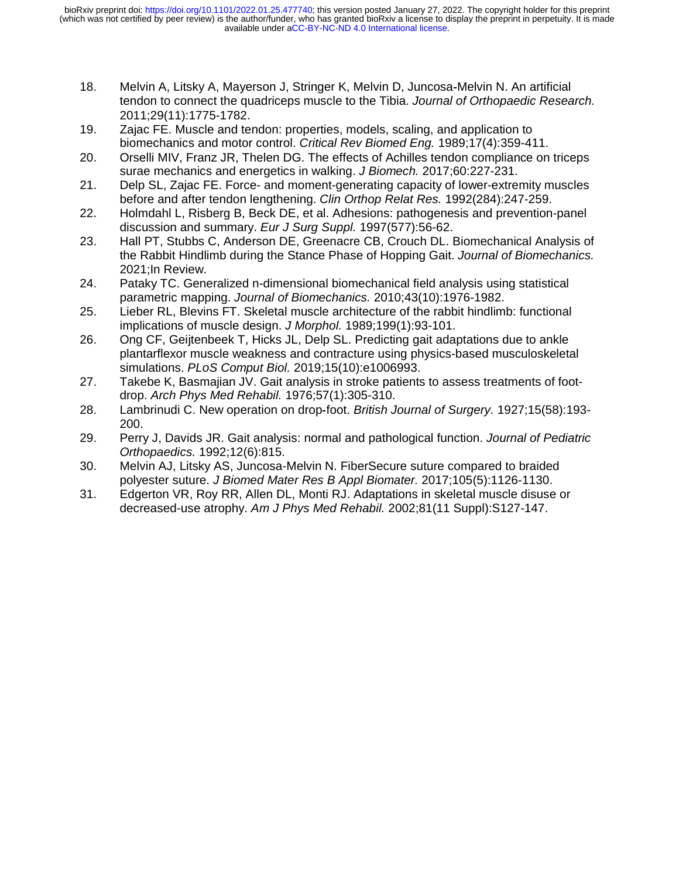18. Melvin A, Litsky A, Mayerson J, Stringer K, Melvin D, Juncosa-Melvin N. An artificial tendon to connect the quadriceps muscle to the Tibia. *Journal of Orthopaedic Research.* 2011;29(11):1775-1782.
19. Zajac FE. Muscle and tendon: properties, models, scaling, and application to biomechanics and motor control. *Critical Rev Biomed Eng.* 1989;17(4):359-411.
20. Orselli MIV, Franz JR, Thelen DG. The effects of Achilles tendon compliance on triceps surae mechanics and energetics in walking. *J Biomech.* 2017;60:227-231.
21. Delp SL, Zajac FE. Force- and moment-generating capacity of lower-extremity muscles before and after tendon lengthening. *Clin Orthop Relat Res.* 1992(284):247-259.
22. Holmdahl L, Risberg B, Beck DE, et al. Adhesions: pathogenesis and prevention-panel discussion and summary. *Eur J Surg Suppl.* 1997(577):56-62.
23. Hall PT, Stubbs C, Anderson DE, Greenacre CB, Crouch DL. Biomechanical Analysis of the Rabbit Hindlimb during the Stance Phase of Hopping Gait. *Journal of Biomechanics.* 2021;In Review.
24. Pataky TC. Generalized n-dimensional biomechanical field analysis using statistical parametric mapping. *Journal of Biomechanics.* 2010;43(10):1976-1982.
25. Lieber RL, Blevins FT. Skeletal muscle architecture of the rabbit hindlimb: functional implications of muscle design. *J Morphol.* 1989;199(1):93-101.
26. Ong CF, Geijtenbeek T, Hicks JL, Delp SL. Predicting gait adaptations due to ankle plantarflexor muscle weakness and contracture using physics-based musculoskeletal simulations. *PLoS Comput Biol.* 2019;15(10):e1006993.
27. Takebe K, Basmajian JV. Gait analysis in stroke patients to assess treatments of foot-drop. *Arch Phys Med Rehabil.* 1976;57(1):305-310.
28. Lambrinudi C. New operation on drop-foot. *British Journal of Surgery.* 1927;15(58):193-200.
29. Perry J, Davids JR. Gait analysis: normal and pathological function. *Journal of Pediatric Orthopaedics.* 1992;12(6):815.
30. Melvin AJ, Litsky AS, Juncosa-Melvin N. FiberSecure suture compared to braided polyester suture. *J Biomed Mater Res B Appl Biomater.* 2017;105(5):1126-1130.
31. Edgerton VR, Roy RR, Allen DL, Monti RJ. Adaptations in skeletal muscle disuse or decreased-use atrophy. *Am J Phys Med Rehabil.* 2002;81(11 Suppl):S127-147.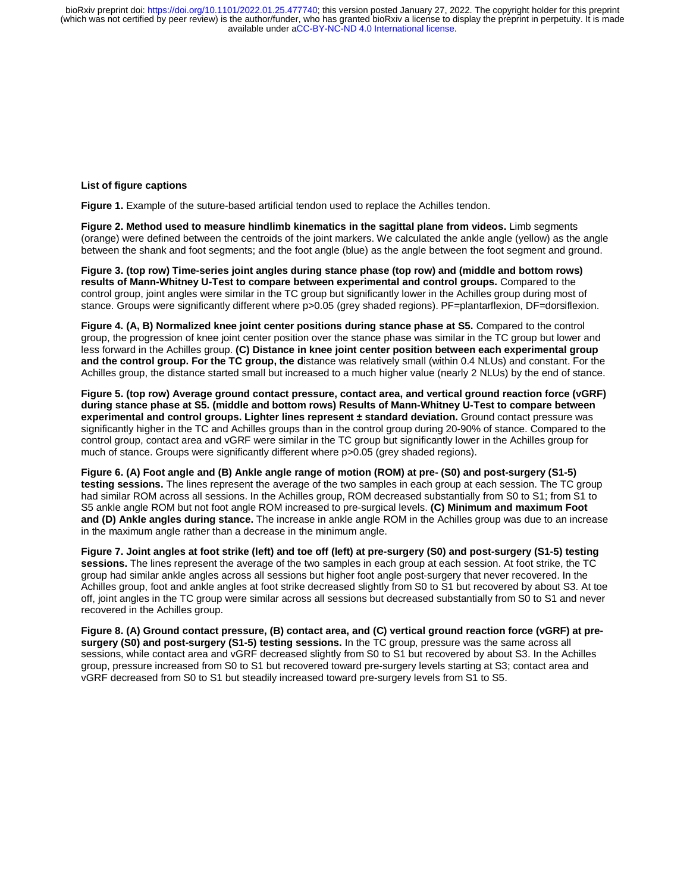**List of figure captions**

**Figure 1.** Example of the suture-based artificial tendon used to replace the Achilles tendon.

**Figure 2. Method used to measure hindlimb kinematics in the sagittal plane from videos.** Limb segments (orange) were defined between the centroids of the joint markers. We calculated the ankle angle (yellow) as the angle between the shank and foot segments; and the foot angle (blue) as the angle between the foot segment and ground.

**Figure 3. (top row) Time-series joint angles during stance phase (top row) and (middle and bottom rows) results of Mann-Whitney U-Test to compare between experimental and control groups.** Compared to the control group, joint angles were similar in the TC group but significantly lower in the Achilles group during most of stance. Groups were significantly different where p>0.05 (grey shaded regions). PF=plantarflexion, DF=dorsiflexion.

**Figure 4. (A, B) Normalized knee joint center positions during stance phase at S5.** Compared to the control group, the progression of knee joint center position over the stance phase was similar in the TC group but lower and less forward in the Achilles group. **(C) Distance in knee joint center position between each experimental group and the control group. For the TC group, the d**istance was relatively small (within 0.4 NLUs) and constant. For the Achilles group, the distance started small but increased to a much higher value (nearly 2 NLUs) by the end of stance.

**Figure 5. (top row) Average ground contact pressure, contact area, and vertical ground reaction force (vGRF) during stance phase at S5. (middle and bottom rows) Results of Mann-Whitney U-Test to compare between experimental and control groups. Lighter lines represent ± standard deviation.** Ground contact pressure was significantly higher in the TC and Achilles groups than in the control group during 20-90% of stance. Compared to the control group, contact area and vGRF were similar in the TC group but significantly lower in the Achilles group for much of stance. Groups were significantly different where p>0.05 (grey shaded regions).

**Figure 6. (A) Foot angle and (B) Ankle angle range of motion (ROM) at pre- (S0) and post-surgery (S1-5) testing sessions.** The lines represent the average of the two samples in each group at each session. The TC group had similar ROM across all sessions. In the Achilles group, ROM decreased substantially from S0 to S1; from S1 to S5 ankle angle ROM but not foot angle ROM increased to pre-surgical levels. **(C) Minimum and maximum Foot and (D) Ankle angles during stance.** The increase in ankle angle ROM in the Achilles group was due to an increase in the maximum angle rather than a decrease in the minimum angle.

**Figure 7. Joint angles at foot strike (left) and toe off (left) at pre-surgery (S0) and post-surgery (S1-5) testing sessions.** The lines represent the average of the two samples in each group at each session. At foot strike, the TC group had similar ankle angles across all sessions but higher foot angle post-surgery that never recovered. In the Achilles group, foot and ankle angles at foot strike decreased slightly from S0 to S1 but recovered by about S3. At toe off, joint angles in the TC group were similar across all sessions but decreased substantially from S0 to S1 and never recovered in the Achilles group.

**Figure 8. (A) Ground contact pressure, (B) contact area, and (C) vertical ground reaction force (vGRF) at pre-surgery (S0) and post-surgery (S1-5) testing sessions.** In the TC group, pressure was the same across all sessions, while contact area and vGRF decreased slightly from S0 to S1 but recovered by about S3. In the Achilles group, pressure increased from S0 to S1 but recovered toward pre-surgery levels starting at S3; contact area and vGRF decreased from S0 to S1 but steadily increased toward pre-surgery levels from S1 to S5.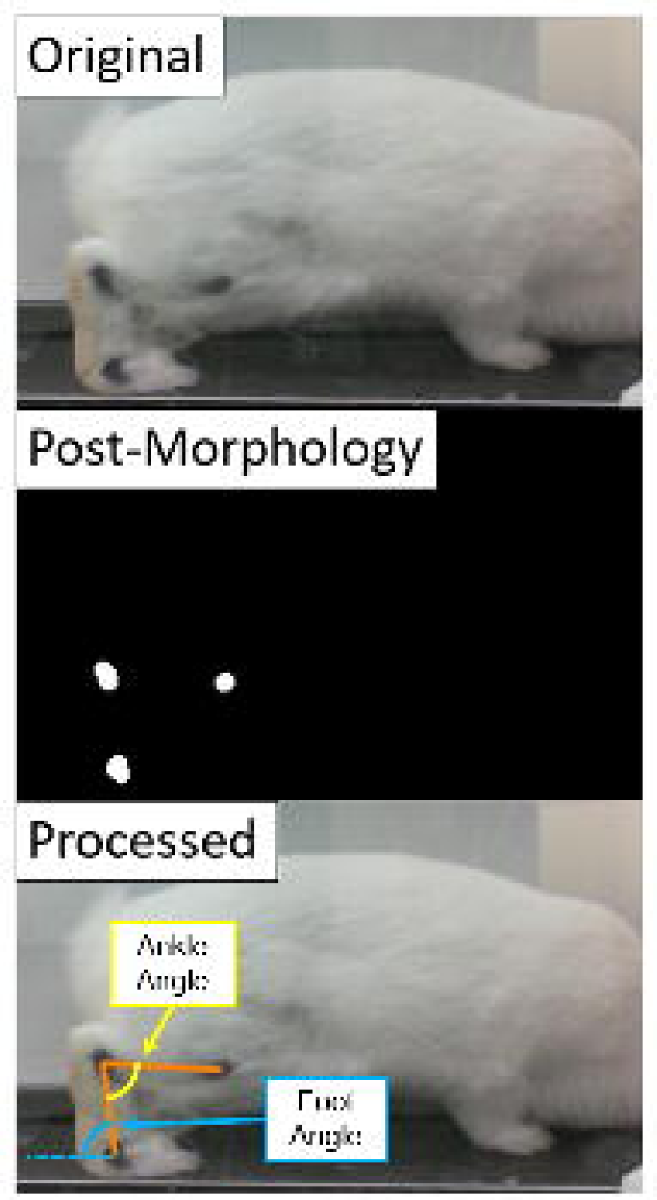Original

Post-Morphology

Processed

Ankle Angle

Foot Angle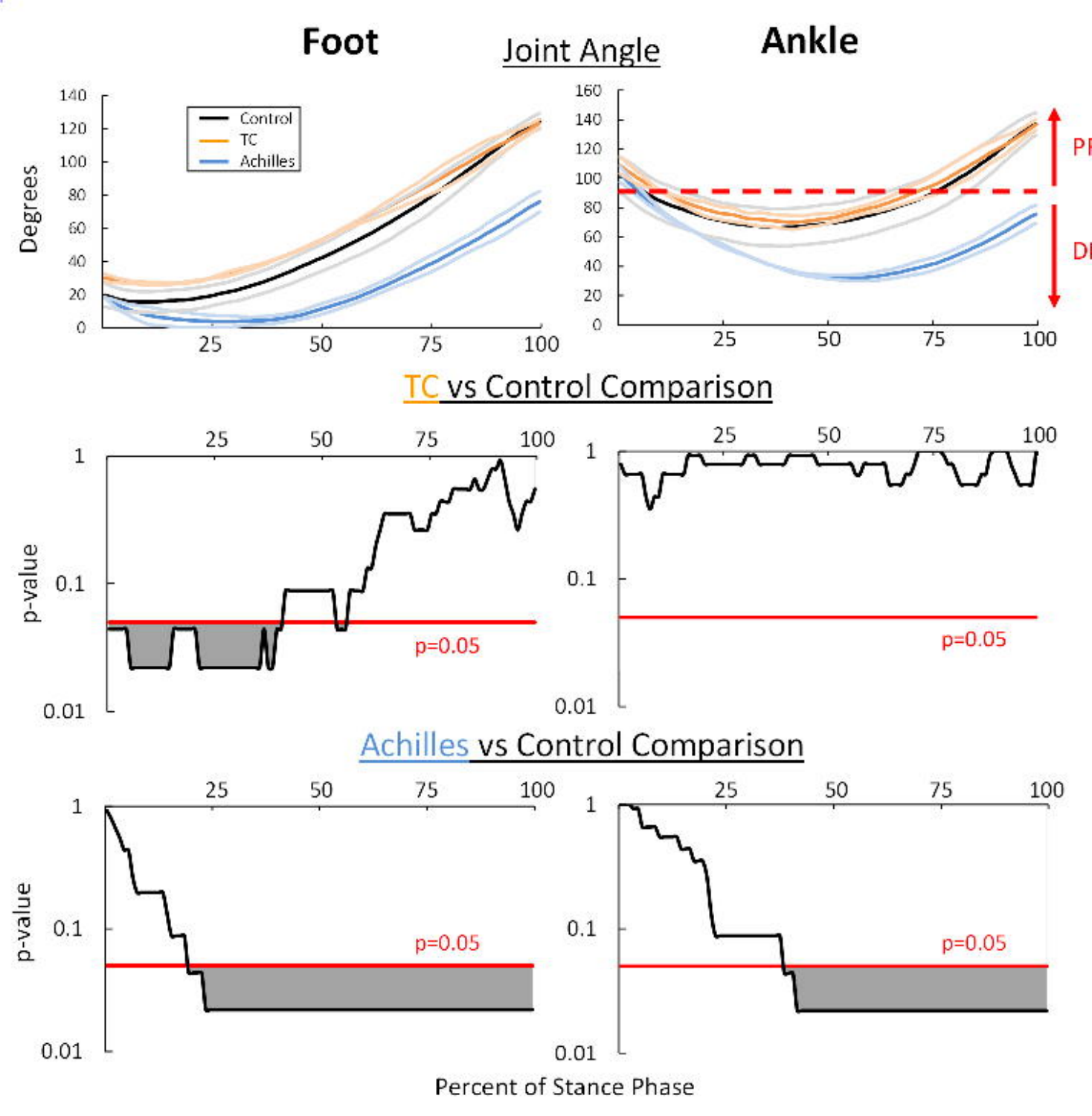Foot

Joint Angle

Ankle

140
120
100
80
60
40
20
0

Degrees

Control
TC
Achilles

25
50
75
100

160
140
120
100
80
60
40
20
0

25
50
75
100

PF

DF

TC vs Control Comparison

25
50
75
100

1

0.1

0.01

p-value

p=0.05

25
50
75
100

1

0.1

0.01

p=0.05

Achilles vs Control Comparison

25
50
75
100

1

0.1

0.01

p-value

p=0.05

25
50
75
100

1

0.1

0.01

p=0.05

Percent of Stance Phase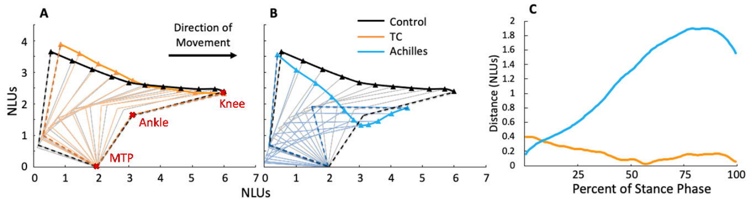A

B

C

Direction of Movement

Control

TC

Achilles

Knee

Ankle

MTP

NLUs

NLUs

Distance (NLUs)

Percent of Stance Phase

0
1
2
3
4

0
1
2
3
4
5
6
7

0
0.2
0.4
0.6
0.8
1
1.2
1.4
1.6
1.8
2

25
50
75
100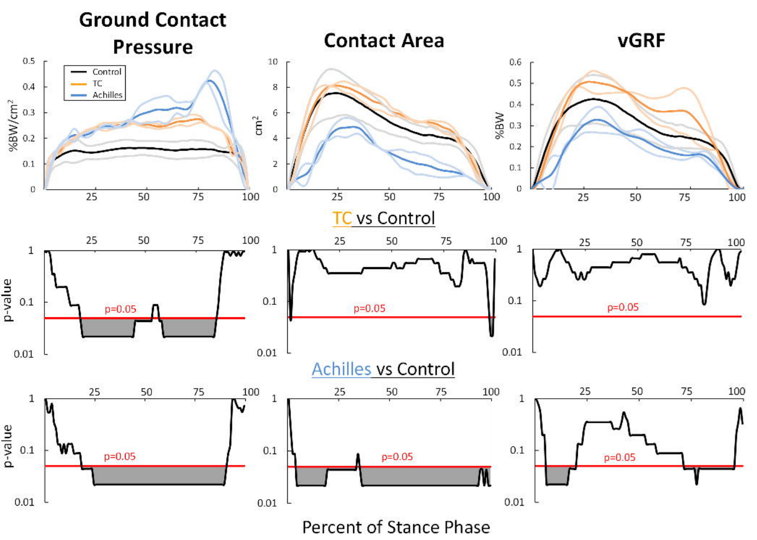Ground Contact Pressure

Contact Area

vGRF

%BW/cm$^2$

0.5
0.4
0.3
0.2
0.1
0

Control
TC
Achilles

25 50 75 100

cm$^2$

10
8
6
4
2
0

25 50 75 100

%BW

0.6
0.5
0.4
0.3
0.2
0.1
0

25 50 75 100

TC vs Control

p-value

1
0.1
0.01

25 50 75 100

p=0.05

Achilles vs Control

p-value

1
0.1
0.01

25 50 75 100

p=0.05

Percent of Stance Phase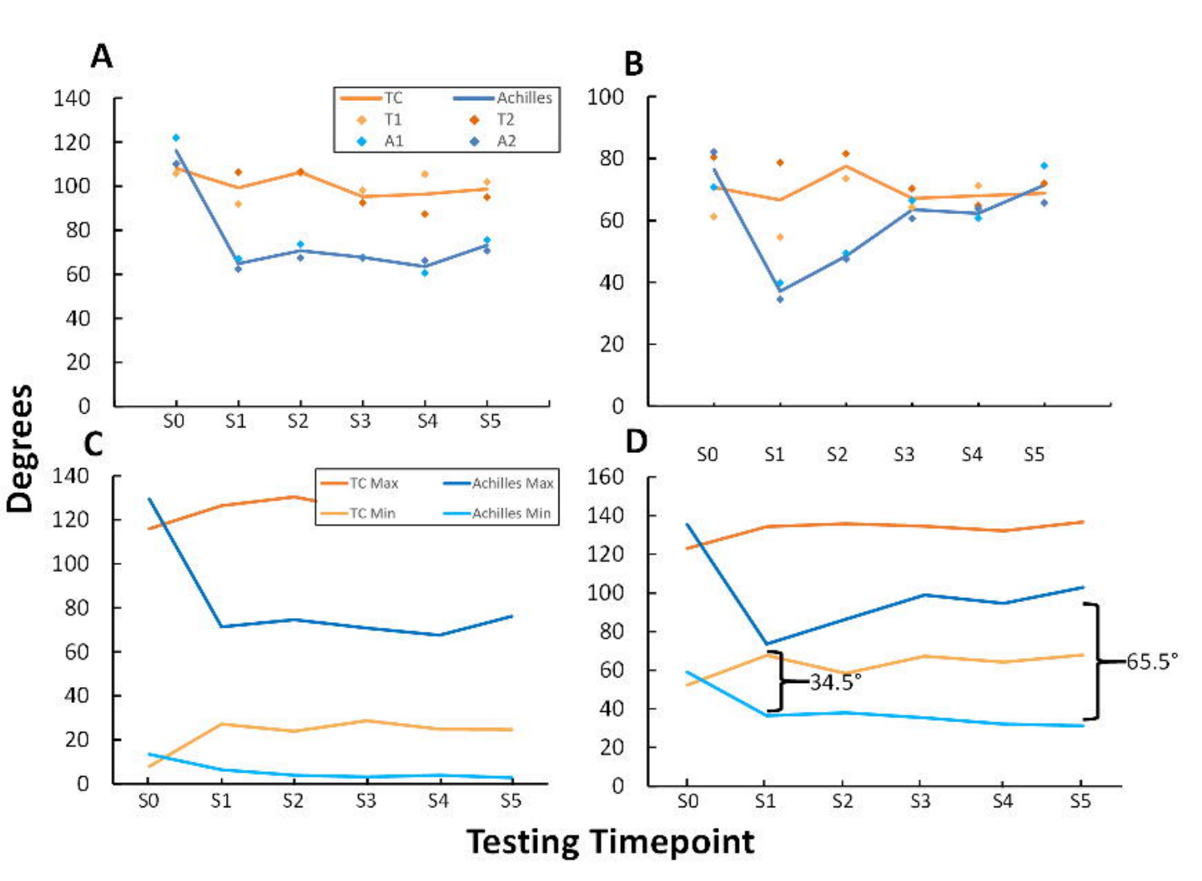A

140
120
100
80
60
40
20
0

TC
Achilles
T1
T2
A1
A2

S0 S1 S2 S3 S4 S5

B

100
80
60
40
20
0

S0 S1 S2 S3 S4 S5

C

140
120
100
80
60
40
20
0

TC Max
Achilles Max
TC Min
Achilles Min

S0 S1 S2 S3 S4 S5

D

160
140
120
100
80
60
40
20
0

34.5°
65.5°

S0 S1 S2 S3 S4 S5

Degrees

Testing Timepoint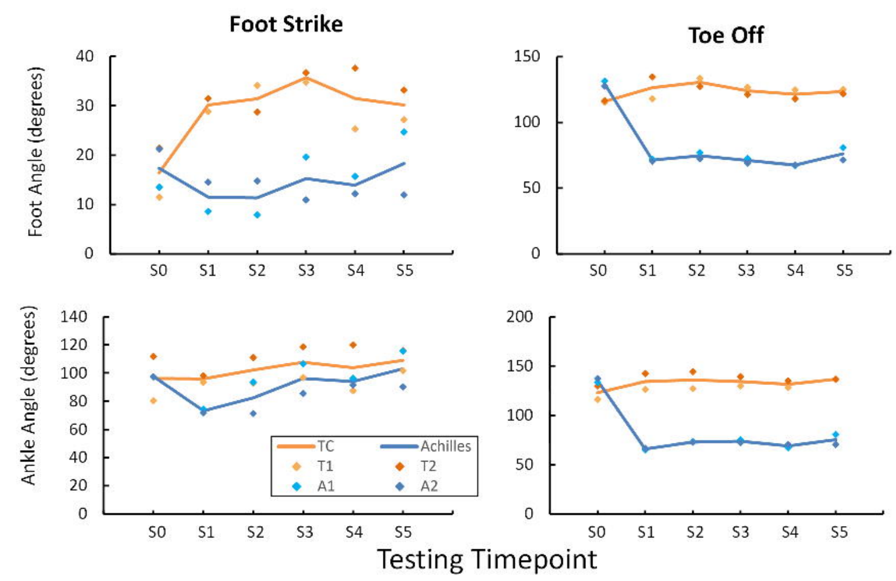**Foot Strike**

**Toe Off**

Foot Angle (degrees)

Ankle Angle (degrees)

S0 S1 S2 S3 S4 S5

TC — Achilles

T1 T2

A1 A2

Testing Timepoint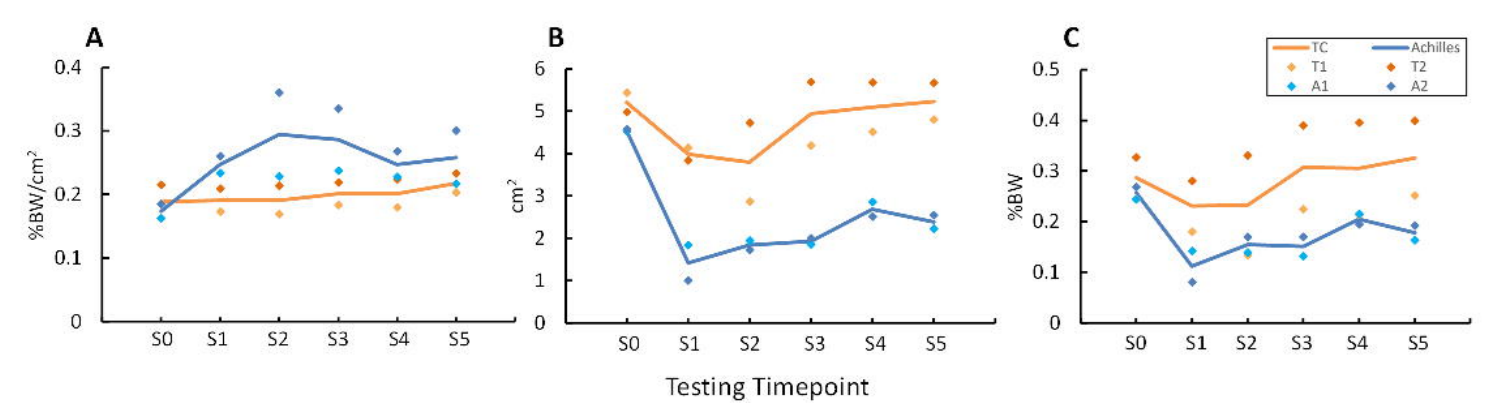A

%BW/cm²

0.4

0.3

0.2

0.1

0

S0 S1 S2 S3 S4 S5

B

cm²

6

5

4

3

2

1

0

S0 S1 S2 S3 S4 S5

C

%BW

0.5

0.4

0.3

0.2

0.1

0

S0 S1 S2 S3 S4 S5

TC

Achilles

T1

T2

A1

A2

Testing Timepoint